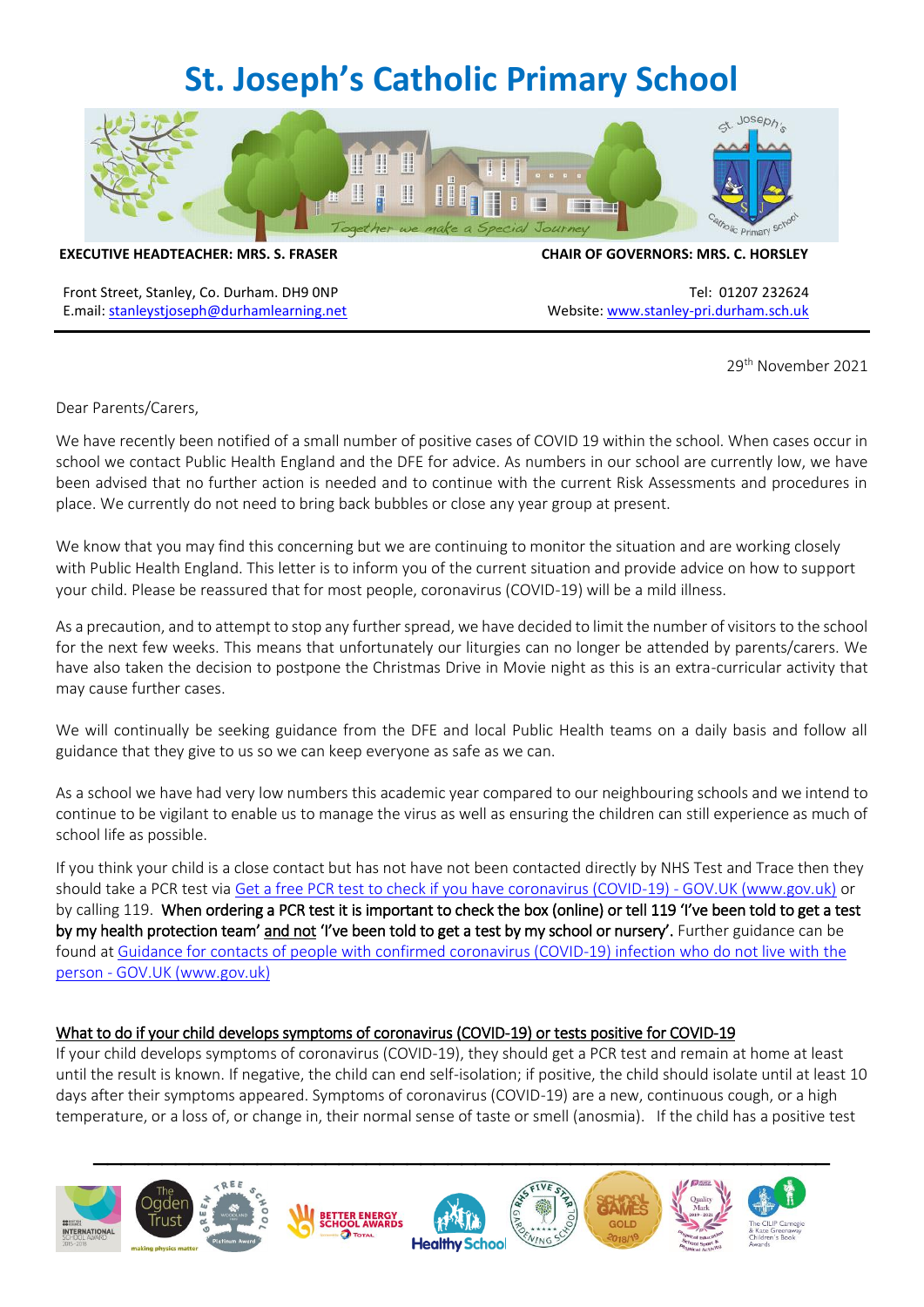# St. Joseph's Catholic Primary School

**EXECUTIVE HEADTEACHER: MRS. S. FRASER** | **CHAIR OF GOVERNORS: MRS. C. HORSLEY**

Front Street, Stanley, Co. Durham. DH9 0NP
E.mail: stanleystjoseph@durhamlearning.net

Tel: 01207 232624
Website: www.stanley-pri.durham.sch.uk

29th November 2021

Dear Parents/Carers,

We have recently been notified of a small number of positive cases of COVID 19 within the school. When cases occur in school we contact Public Health England and the DFE for advice. As numbers in our school are currently low, we have been advised that no further action is needed and to continue with the current Risk Assessments and procedures in place. We currently do not need to bring back bubbles or close any year group at present.

We know that you may find this concerning but we are continuing to monitor the situation and are working closely with Public Health England. This letter is to inform you of the current situation and provide advice on how to support your child. Please be reassured that for most people, coronavirus (COVID-19) will be a mild illness.

As a precaution, and to attempt to stop any further spread, we have decided to limit the number of visitors to the school for the next few weeks. This means that unfortunately our liturgies can no longer be attended by parents/carers. We have also taken the decision to postpone the Christmas Drive in Movie night as this is an extra-curricular activity that may cause further cases.

We will continually be seeking guidance from the DFE and local Public Health teams on a daily basis and follow all guidance that they give to us so we can keep everyone as safe as we can.

As a school we have had very low numbers this academic year compared to our neighbouring schools and we intend to continue to be vigilant to enable us to manage the virus as well as ensuring the children can still experience as much of school life as possible.

If you think your child is a close contact but has not have not been contacted directly by NHS Test and Trace then they should take a PCR test via Get a free PCR test to check if you have coronavirus (COVID-19) - GOV.UK (www.gov.uk) or by calling 119. **When ordering a PCR test it is important to check the box (online) or tell 119 'I've been told to get a test by my health protection team' and not 'I've been told to get a test by my school or nursery'.** Further guidance can be found at Guidance for contacts of people with confirmed coronavirus (COVID-19) infection who do not live with the person - GOV.UK (www.gov.uk)

## What to do if your child develops symptoms of coronavirus (COVID-19) or tests positive for COVID-19

If your child develops symptoms of coronavirus (COVID-19), they should get a PCR test and remain at home at least until the result is known. If negative, the child can end self-isolation; if positive, the child should isolate until at least 10 days after their symptoms appeared. Symptoms of coronavirus (COVID-19) are a new, continuous cough, or a high temperature, or a loss of, or change in, their normal sense of taste or smell (anosmia). If the child has a positive test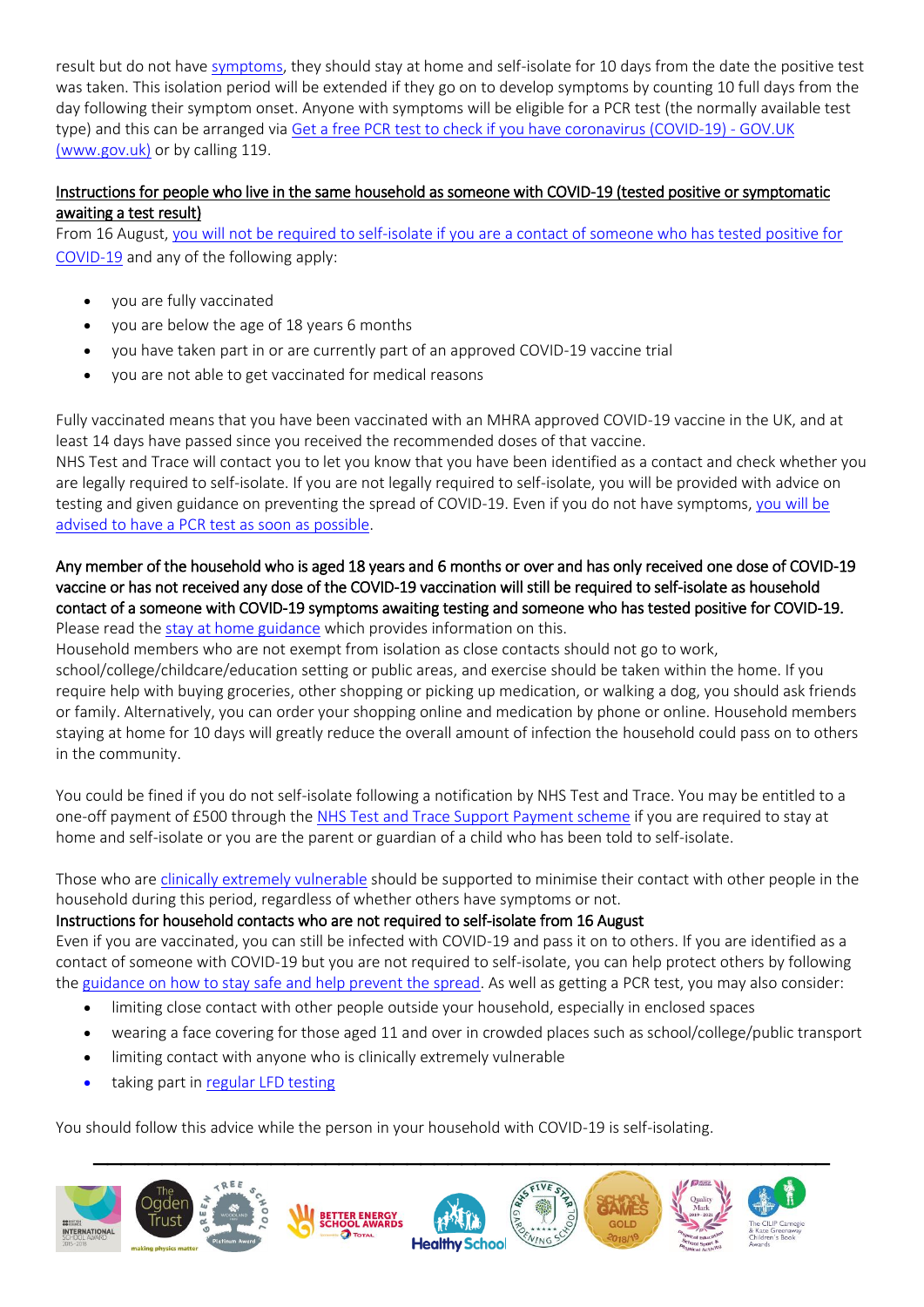result but do not have [symptoms](), they should stay at home and self-isolate for 10 days from the date the positive test was taken. This isolation period will be extended if they go on to develop symptoms by counting 10 full days from the day following their symptom onset. Anyone with symptoms will be eligible for a PCR test (the normally available test type) and this can be arranged via [Get a free PCR test to check if you have coronavirus (COVID-19) - GOV.UK (www.gov.uk)]() or by calling 119.

<u>Instructions for people who live in the same household as someone with COVID-19 (tested positive or symptomatic awaiting a test result)</u>

From 16 August, [you will not be required to self-isolate if you are a contact of someone who has tested positive for COVID-19]() and any of the following apply:

- you are fully vaccinated
- you are below the age of 18 years 6 months
- you have taken part in or are currently part of an approved COVID-19 vaccine trial
- you are not able to get vaccinated for medical reasons

Fully vaccinated means that you have been vaccinated with an MHRA approved COVID-19 vaccine in the UK, and at least 14 days have passed since you received the recommended doses of that vaccine.
NHS Test and Trace will contact you to let you know that you have been identified as a contact and check whether you are legally required to self-isolate. If you are not legally required to self-isolate, you will be provided with advice on testing and given guidance on preventing the spread of COVID-19. Even if you do not have symptoms, [you will be advised to have a PCR test as soon as possible]().

Any member of the household who is aged 18 years and 6 months or over and has only received one dose of COVID-19 vaccine or has not received any dose of the COVID-19 vaccination will still be required to self-isolate as household contact of a someone with COVID-19 symptoms awaiting testing and someone who has tested positive for COVID-19.
Please read the [stay at home guidance]() which provides information on this.
Household members who are not exempt from isolation as close contacts should not go to work, school/college/childcare/education setting or public areas, and exercise should be taken within the home. If you require help with buying groceries, other shopping or picking up medication, or walking a dog, you should ask friends or family. Alternatively, you can order your shopping online and medication by phone or online. Household members staying at home for 10 days will greatly reduce the overall amount of infection the household could pass on to others in the community.

You could be fined if you do not self-isolate following a notification by NHS Test and Trace. You may be entitled to a one-off payment of £500 through the [NHS Test and Trace Support Payment scheme]() if you are required to stay at home and self-isolate or you are the parent or guardian of a child who has been told to self-isolate.

Those who are [clinically extremely vulnerable]() should be supported to minimise their contact with other people in the household during this period, regardless of whether others have symptoms or not.

Instructions for household contacts who are not required to self-isolate from 16 August

Even if you are vaccinated, you can still be infected with COVID-19 and pass it on to others. If you are identified as a contact of someone with COVID-19 but you are not required to self-isolate, you can help protect others by following the [guidance on how to stay safe and help prevent the spread](). As well as getting a PCR test, you may also consider:

- limiting close contact with other people outside your household, especially in enclosed spaces
- wearing a face covering for those aged 11 and over in crowded places such as school/college/public transport
- limiting contact with anyone who is clinically extremely vulnerable
- taking part in [regular LFD testing]()

You should follow this advice while the person in your household with COVID-19 is self-isolating.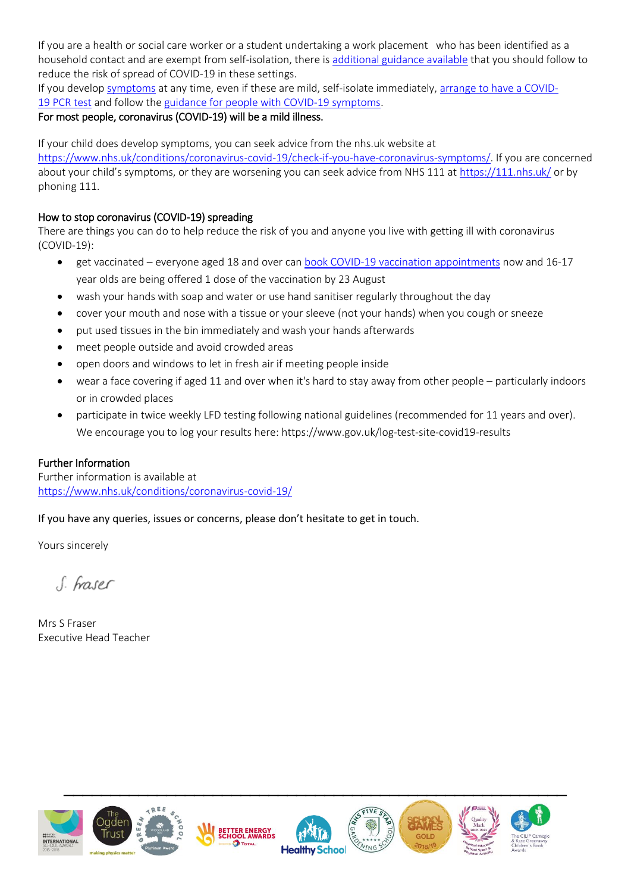If you are a health or social care worker or a student undertaking a work placement who has been identified as a household contact and are exempt from self-isolation, there is additional guidance available that you should follow to reduce the risk of spread of COVID-19 in these settings.

If you develop symptoms at any time, even if these are mild, self-isolate immediately, arrange to have a COVID-19 PCR test and follow the guidance for people with COVID-19 symptoms.

For most people, coronavirus (COVID-19) will be a mild illness.

If your child does develop symptoms, you can seek advice from the nhs.uk website at https://www.nhs.uk/conditions/coronavirus-covid-19/check-if-you-have-coronavirus-symptoms/. If you are concerned about your child's symptoms, or they are worsening you can seek advice from NHS 111 at https://111.nhs.uk/ or by phoning 111.

## How to stop coronavirus (COVID-19) spreading

There are things you can do to help reduce the risk of you and anyone you live with getting ill with coronavirus (COVID-19):

- get vaccinated – everyone aged 18 and over can book COVID-19 vaccination appointments now and 16-17 year olds are being offered 1 dose of the vaccination by 23 August
- wash your hands with soap and water or use hand sanitiser regularly throughout the day
- cover your mouth and nose with a tissue or your sleeve (not your hands) when you cough or sneeze
- put used tissues in the bin immediately and wash your hands afterwards
- meet people outside and avoid crowded areas
- open doors and windows to let in fresh air if meeting people inside
- wear a face covering if aged 11 and over when it's hard to stay away from other people – particularly indoors or in crowded places
- participate in twice weekly LFD testing following national guidelines (recommended for 11 years and over). We encourage you to log your results here: https://www.gov.uk/log-test-site-covid19-results

## Further Information

Further information is available at
https://www.nhs.uk/conditions/coronavirus-covid-19/

If you have any queries, issues or concerns, please don't hesitate to get in touch.

Yours sincerely

S. Fraser

Mrs S Fraser
Executive Head Teacher